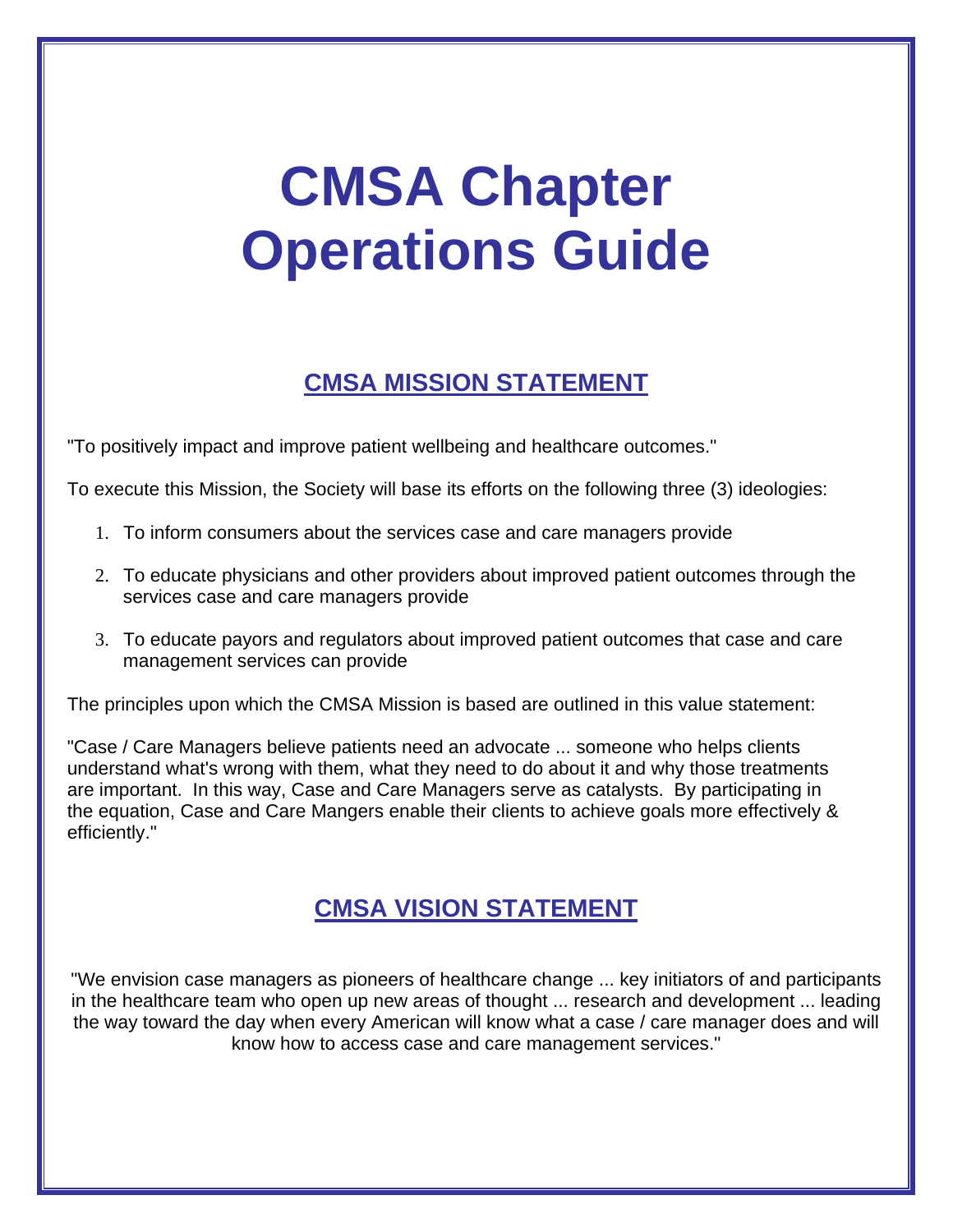# CMSA Chapter Operations Guide

## CMSA MISSION STATEMENT

"To positively impact and improve patient wellbeing and healthcare outcomes."

To execute this Mission, the Society will base its efforts on the following three (3) ideologies:

1. To inform consumers about the services case and care managers provide
2. To educate physicians and other providers about improved patient outcomes through the services case and care managers provide
3. To educate payors and regulators about improved patient outcomes that case and care management services can provide

The principles upon which the CMSA Mission is based are outlined in this value statement:

"Case / Care Managers believe patients need an advocate ... someone who helps clients understand what's wrong with them, what they need to do about it and why those treatments are important. In this way, Case and Care Managers serve as catalysts. By participating in the equation, Case and Care Mangers enable their clients to achieve goals more effectively & efficiently."

## CMSA VISION STATEMENT

"We envision case managers as pioneers of healthcare change ... key initiators of and participants in the healthcare team who open up new areas of thought ... research and development ... leading the way toward the day when every American will know what a case / care manager does and will know how to access case and care management services."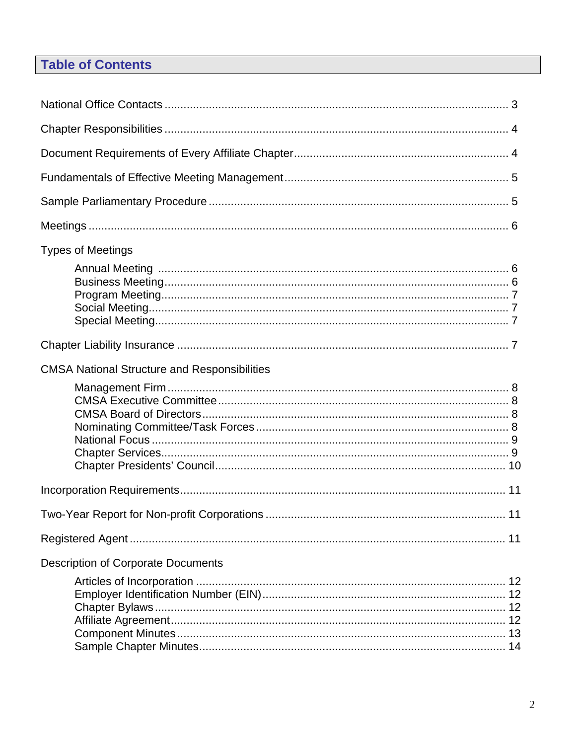## Table of Contents

National Office Contacts ............................................................................................................ 3

Chapter Responsibilities ............................................................................................................ 4

Document Requirements of Every Affiliate Chapter.................................................................... 4

Fundamentals of Effective Meeting Management....................................................................... 5

Sample Parliamentary Procedure .............................................................................................. 5

Meetings ..................................................................................................................................... 6

Types of Meetings

- Annual Meeting ................................................................................................................ 6
- Business Meeting.............................................................................................................. 6
- Program Meeting............................................................................................................... 7
- Social Meeting................................................................................................................... 7
- Special Meeting................................................................................................................. 7

Chapter Liability Insurance ........................................................................................................ 7

CMSA National Structure and Responsibilities

- Management Firm ............................................................................................................. 8
- CMSA Executive Committee ............................................................................................. 8
- CMSA Board of Directors.................................................................................................. 8
- Nominating Committee/Task Forces ................................................................................. 8
- National Focus .................................................................................................................. 9
- Chapter Services............................................................................................................... 9
- Chapter Presidents' Council............................................................................................. 10

Incorporation Requirements...................................................................................................... 11

Two-Year Report for Non-profit Corporations ........................................................................... 11

Registered Agent ...................................................................................................................... 11

Description of Corporate Documents

- Articles of Incorporation .................................................................................................. 12
- Employer Identification Number (EIN)............................................................................. 12
- Chapter Bylaws ............................................................................................................... 12
- Affiliate Agreement.......................................................................................................... 12
- Component Minutes ........................................................................................................ 13
- Sample Chapter Minutes................................................................................................. 14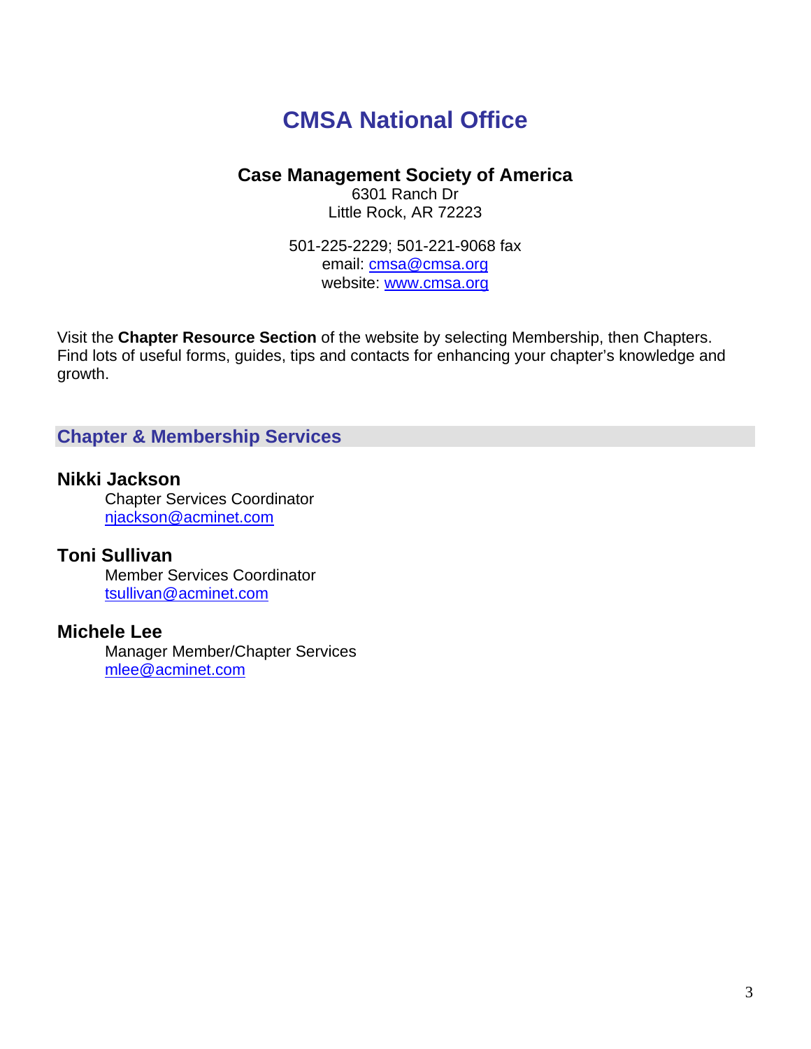# CMSA National Office

**Case Management Society of America**
6301 Ranch Dr
Little Rock, AR 72223

501-225-2229; 501-221-9068 fax
email: cmsa@cmsa.org
website: www.cmsa.org

Visit the **Chapter Resource Section** of the website by selecting Membership, then Chapters. Find lots of useful forms, guides, tips and contacts for enhancing your chapter's knowledge and growth.

## Chapter & Membership Services

**Nikki Jackson**
Chapter Services Coordinator
njackson@acminet.com

**Toni Sullivan**
Member Services Coordinator
tsullivan@acminet.com

**Michele Lee**
Manager Member/Chapter Services
mlee@acminet.com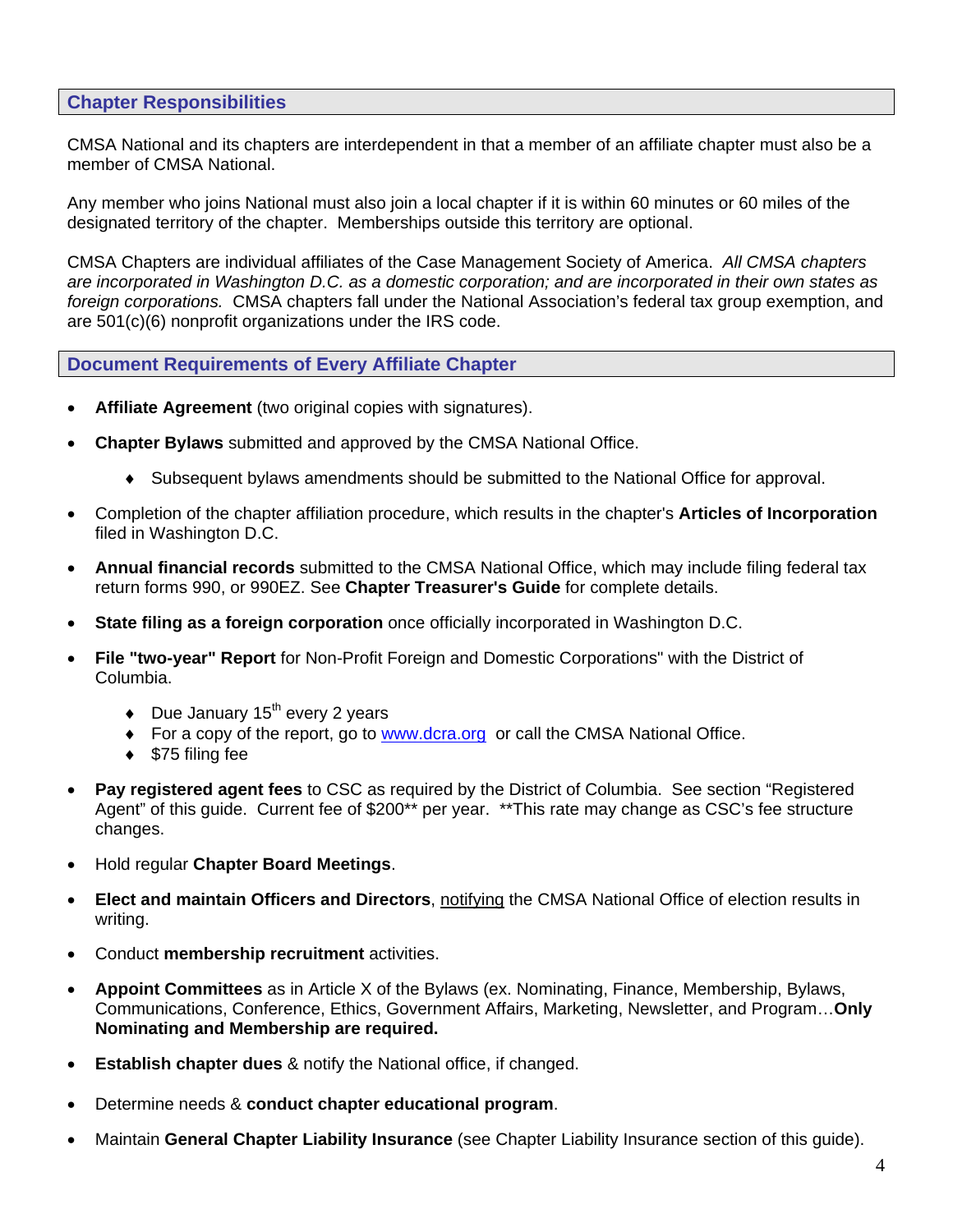## Chapter Responsibilities

CMSA National and its chapters are interdependent in that a member of an affiliate chapter must also be a member of CMSA National.

Any member who joins National must also join a local chapter if it is within 60 minutes or 60 miles of the designated territory of the chapter. Memberships outside this territory are optional.

CMSA Chapters are individual affiliates of the Case Management Society of America. *All CMSA chapters are incorporated in Washington D.C. as a domestic corporation; and are incorporated in their own states as foreign corporations.* CMSA chapters fall under the National Association's federal tax group exemption, and are 501(c)(6) nonprofit organizations under the IRS code.

## Document Requirements of Every Affiliate Chapter

- **Affiliate Agreement** (two original copies with signatures).
- **Chapter Bylaws** submitted and approved by the CMSA National Office.
  - Subsequent bylaws amendments should be submitted to the National Office for approval.
- Completion of the chapter affiliation procedure, which results in the chapter's **Articles of Incorporation** filed in Washington D.C.
- **Annual financial records** submitted to the CMSA National Office, which may include filing federal tax return forms 990, or 990EZ. See **Chapter Treasurer's Guide** for complete details.
- **State filing as a foreign corporation** once officially incorporated in Washington D.C.
- **File "two-year" Report** for Non-Profit Foreign and Domestic Corporations" with the District of Columbia.
  - Due January 15th every 2 years
  - For a copy of the report, go to [www.dcra.org](www.dcra.org) or call the CMSA National Office.
  - $75 filing fee
- **Pay registered agent fees** to CSC as required by the District of Columbia. See section "Registered Agent" of this guide. Current fee of $200** per year. **This rate may change as CSC's fee structure changes.
- Hold regular **Chapter Board Meetings**.
- **Elect and maintain Officers and Directors**, notifying the CMSA National Office of election results in writing.
- Conduct **membership recruitment** activities.
- **Appoint Committees** as in Article X of the Bylaws (ex. Nominating, Finance, Membership, Bylaws, Communications, Conference, Ethics, Government Affairs, Marketing, Newsletter, and Program…**Only Nominating and Membership are required.**
- **Establish chapter dues** & notify the National office, if changed.
- Determine needs & **conduct chapter educational program**.
- Maintain **General Chapter Liability Insurance** (see Chapter Liability Insurance section of this guide).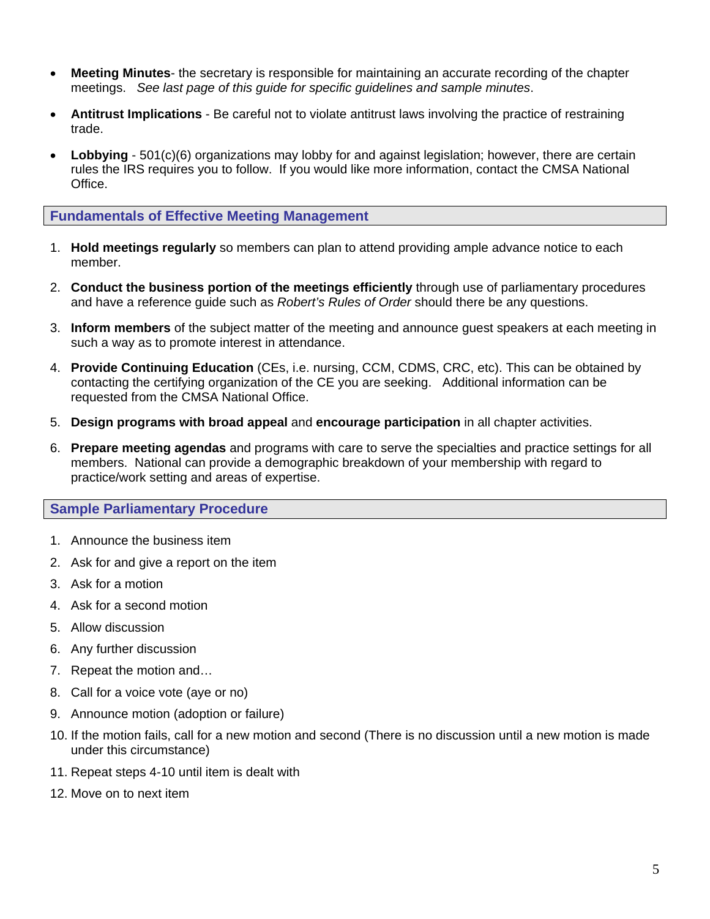- **Meeting Minutes**- the secretary is responsible for maintaining an accurate recording of the chapter meetings. *See last page of this guide for specific guidelines and sample minutes*.

- **Antitrust Implications** - Be careful not to violate antitrust laws involving the practice of restraining trade.

- **Lobbying** - 501(c)(6) organizations may lobby for and against legislation; however, there are certain rules the IRS requires you to follow. If you would like more information, contact the CMSA National Office.

## Fundamentals of Effective Meeting Management

1. **Hold meetings regularly** so members can plan to attend providing ample advance notice to each member.

2. **Conduct the business portion of the meetings efficiently** through use of parliamentary procedures and have a reference guide such as *Robert's Rules of Order* should there be any questions.

3. **Inform members** of the subject matter of the meeting and announce guest speakers at each meeting in such a way as to promote interest in attendance.

4. **Provide Continuing Education** (CEs, i.e. nursing, CCM, CDMS, CRC, etc). This can be obtained by contacting the certifying organization of the CE you are seeking. Additional information can be requested from the CMSA National Office.

5. **Design programs with broad appeal** and **encourage participation** in all chapter activities.

6. **Prepare meeting agendas** and programs with care to serve the specialties and practice settings for all members. National can provide a demographic breakdown of your membership with regard to practice/work setting and areas of expertise.

## Sample Parliamentary Procedure

1. Announce the business item
2. Ask for and give a report on the item
3. Ask for a motion
4. Ask for a second motion
5. Allow discussion
6. Any further discussion
7. Repeat the motion and…
8. Call for a voice vote (aye or no)
9. Announce motion (adoption or failure)
10. If the motion fails, call for a new motion and second (There is no discussion until a new motion is made under this circumstance)
11. Repeat steps 4-10 until item is dealt with
12. Move on to next item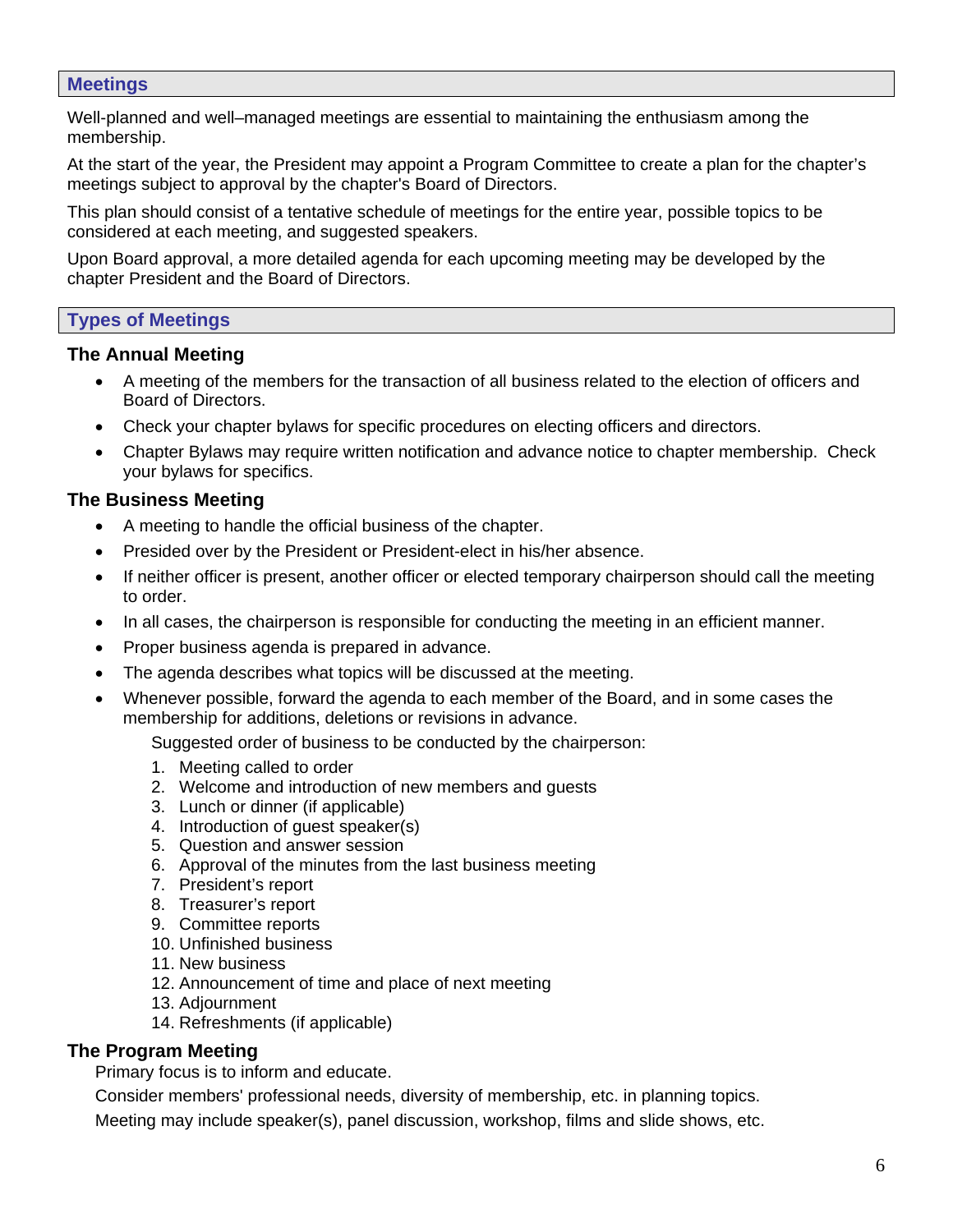## Meetings

Well-planned and well–managed meetings are essential to maintaining the enthusiasm among the membership.

At the start of the year, the President may appoint a Program Committee to create a plan for the chapter's meetings subject to approval by the chapter's Board of Directors.

This plan should consist of a tentative schedule of meetings for the entire year, possible topics to be considered at each meeting, and suggested speakers.

Upon Board approval, a more detailed agenda for each upcoming meeting may be developed by the chapter President and the Board of Directors.

## Types of Meetings

### The Annual Meeting

- A meeting of the members for the transaction of all business related to the election of officers and Board of Directors.
- Check your chapter bylaws for specific procedures on electing officers and directors.
- Chapter Bylaws may require written notification and advance notice to chapter membership. Check your bylaws for specifics.

### The Business Meeting

- A meeting to handle the official business of the chapter.
- Presided over by the President or President-elect in his/her absence.
- If neither officer is present, another officer or elected temporary chairperson should call the meeting to order.
- In all cases, the chairperson is responsible for conducting the meeting in an efficient manner.
- Proper business agenda is prepared in advance.
- The agenda describes what topics will be discussed at the meeting.
- Whenever possible, forward the agenda to each member of the Board, and in some cases the membership for additions, deletions or revisions in advance.

  Suggested order of business to be conducted by the chairperson:

  1. Meeting called to order
  2. Welcome and introduction of new members and guests
  3. Lunch or dinner (if applicable)
  4. Introduction of guest speaker(s)
  5. Question and answer session
  6. Approval of the minutes from the last business meeting
  7. President's report
  8. Treasurer's report
  9. Committee reports
  10. Unfinished business
  11. New business
  12. Announcement of time and place of next meeting
  13. Adjournment
  14. Refreshments (if applicable)

### The Program Meeting

Primary focus is to inform and educate.

Consider members' professional needs, diversity of membership, etc. in planning topics.

Meeting may include speaker(s), panel discussion, workshop, films and slide shows, etc.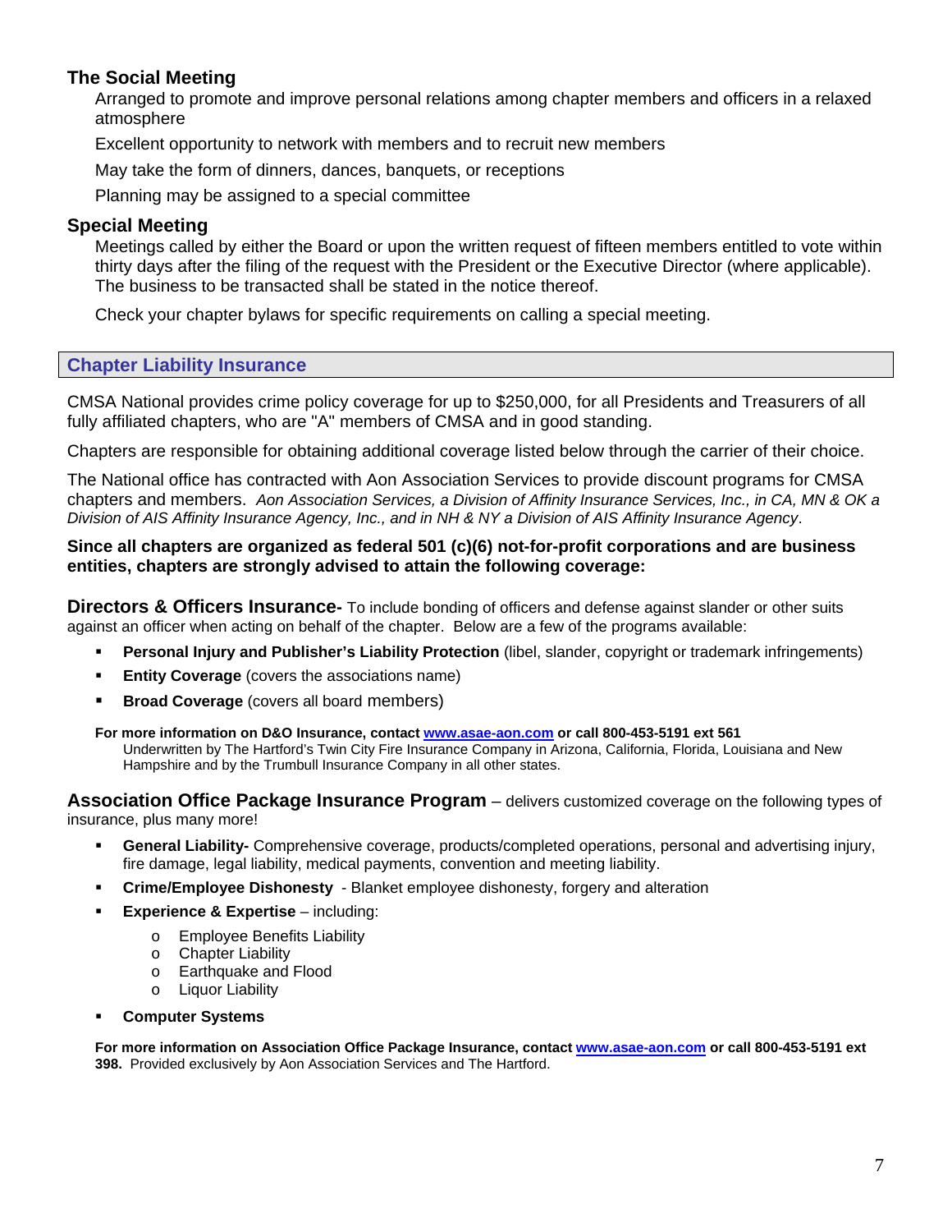### The Social Meeting

Arranged to promote and improve personal relations among chapter members and officers in a relaxed atmosphere

Excellent opportunity to network with members and to recruit new members

May take the form of dinners, dances, banquets, or receptions

Planning may be assigned to a special committee

### Special Meeting

Meetings called by either the Board or upon the written request of fifteen members entitled to vote within thirty days after the filing of the request with the President or the Executive Director (where applicable). The business to be transacted shall be stated in the notice thereof.

Check your chapter bylaws for specific requirements on calling a special meeting.

## Chapter Liability Insurance

CMSA National provides crime policy coverage for up to $250,000, for all Presidents and Treasurers of all fully affiliated chapters, who are "A" members of CMSA and in good standing.

Chapters are responsible for obtaining additional coverage listed below through the carrier of their choice.

The National office has contracted with Aon Association Services to provide discount programs for CMSA chapters and members. *Aon Association Services, a Division of Affinity Insurance Services, Inc., in CA, MN & OK a Division of AIS Affinity Insurance Agency, Inc., and in NH & NY a Division of AIS Affinity Insurance Agency*.

**Since all chapters are organized as federal 501 (c)(6) not-for-profit corporations and are business entities, chapters are strongly advised to attain the following coverage:**

**Directors & Officers Insurance-** To include bonding of officers and defense against slander or other suits against an officer when acting on behalf of the chapter. Below are a few of the programs available:

- **Personal Injury and Publisher's Liability Protection** (libel, slander, copyright or trademark infringements)
- **Entity Coverage** (covers the associations name)
- **Broad Coverage** (covers all board members)

**For more information on D&O Insurance, contact [www.asae-aon.com](http://www.asae-aon.com) or call 800-453-5191 ext 561**
Underwritten by The Hartford's Twin City Fire Insurance Company in Arizona, California, Florida, Louisiana and New Hampshire and by the Trumbull Insurance Company in all other states.

**Association Office Package Insurance Program** – delivers customized coverage on the following types of insurance, plus many more!

- **General Liability-** Comprehensive coverage, products/completed operations, personal and advertising injury, fire damage, legal liability, medical payments, convention and meeting liability.
- **Crime/Employee Dishonesty** - Blanket employee dishonesty, forgery and alteration
- **Experience & Expertise** – including:
  - Employee Benefits Liability
  - Chapter Liability
  - Earthquake and Flood
  - Liquor Liability
- **Computer Systems**

**For more information on Association Office Package Insurance, contact [www.asae-aon.com](http://www.asae-aon.com) or call 800-453-5191 ext 398.** Provided exclusively by Aon Association Services and The Hartford.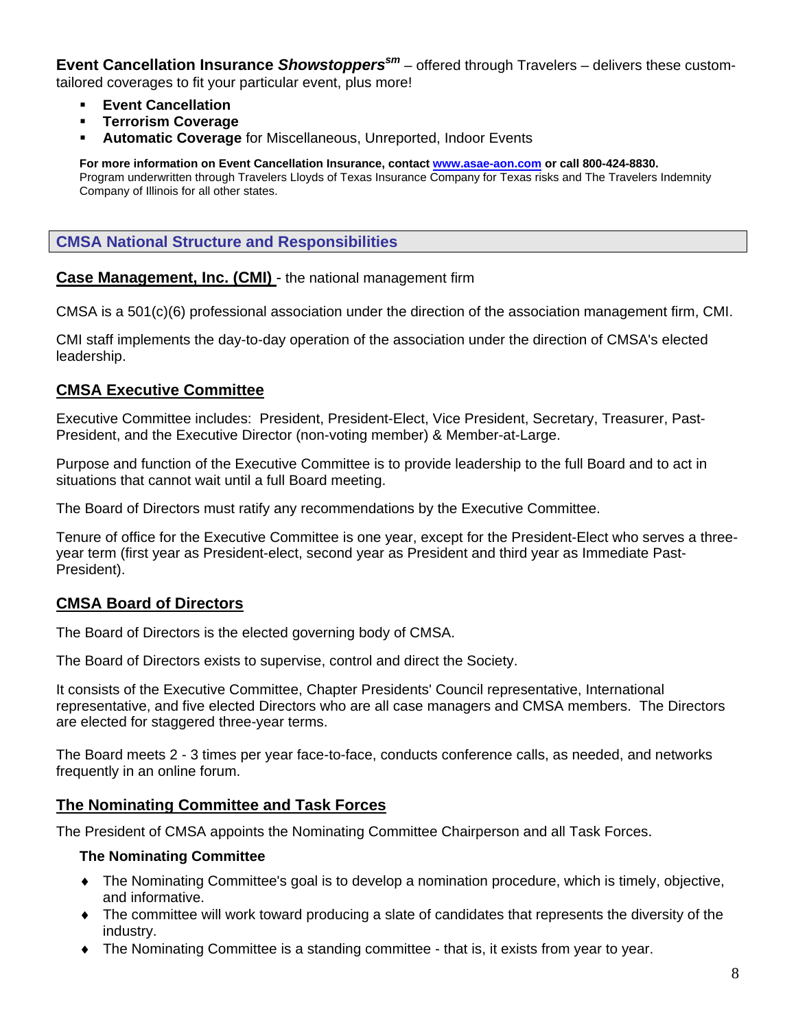**Event Cancellation Insurance *Showstoppers*$^{sm}$** – offered through Travelers – delivers these custom-tailored coverages to fit your particular event, plus more!

- **Event Cancellation**
- **Terrorism Coverage**
- **Automatic Coverage** for Miscellaneous, Unreported, Indoor Events

**For more information on Event Cancellation Insurance, contact [www.asae-aon.com](http://www.asae-aon.com) or call 800-424-8830.**
Program underwritten through Travelers Lloyds of Texas Insurance Company for Texas risks and The Travelers Indemnity Company of Illinois for all other states.

## CMSA National Structure and Responsibilities

### Case Management, Inc. (CMI) - the national management firm

CMSA is a 501(c)(6) professional association under the direction of the association management firm, CMI.

CMI staff implements the day-to-day operation of the association under the direction of CMSA's elected leadership.

### CMSA Executive Committee

Executive Committee includes: President, President-Elect, Vice President, Secretary, Treasurer, Past-President, and the Executive Director (non-voting member) & Member-at-Large.

Purpose and function of the Executive Committee is to provide leadership to the full Board and to act in situations that cannot wait until a full Board meeting.

The Board of Directors must ratify any recommendations by the Executive Committee.

Tenure of office for the Executive Committee is one year, except for the President-Elect who serves a three-year term (first year as President-elect, second year as President and third year as Immediate Past-President).

### CMSA Board of Directors

The Board of Directors is the elected governing body of CMSA.

The Board of Directors exists to supervise, control and direct the Society.

It consists of the Executive Committee, Chapter Presidents' Council representative, International representative, and five elected Directors who are all case managers and CMSA members. The Directors are elected for staggered three-year terms.

The Board meets 2 - 3 times per year face-to-face, conducts conference calls, as needed, and networks frequently in an online forum.

### The Nominating Committee and Task Forces

The President of CMSA appoints the Nominating Committee Chairperson and all Task Forces.

#### The Nominating Committee

- The Nominating Committee's goal is to develop a nomination procedure, which is timely, objective, and informative.
- The committee will work toward producing a slate of candidates that represents the diversity of the industry.
- The Nominating Committee is a standing committee - that is, it exists from year to year.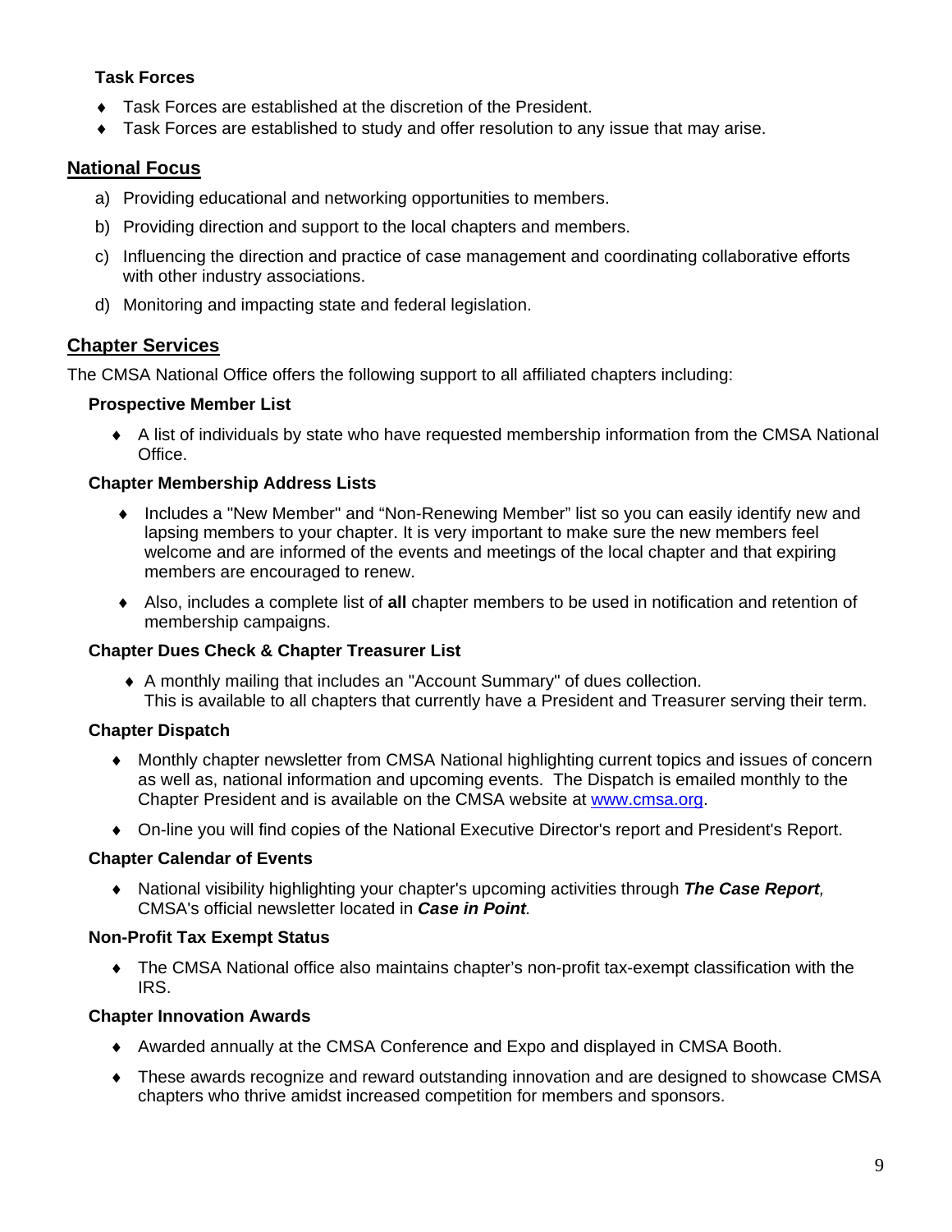**Task Forces**

- Task Forces are established at the discretion of the President.
- Task Forces are established to study and offer resolution to any issue that may arise.

## National Focus

a) Providing educational and networking opportunities to members.

b) Providing direction and support to the local chapters and members.

c) Influencing the direction and practice of case management and coordinating collaborative efforts with other industry associations.

d) Monitoring and impacting state and federal legislation.

## Chapter Services

The CMSA National Office offers the following support to all affiliated chapters including:

**Prospective Member List**

- A list of individuals by state who have requested membership information from the CMSA National Office.

**Chapter Membership Address Lists**

- Includes a "New Member" and "Non-Renewing Member" list so you can easily identify new and lapsing members to your chapter. It is very important to make sure the new members feel welcome and are informed of the events and meetings of the local chapter and that expiring members are encouraged to renew.
- Also, includes a complete list of **all** chapter members to be used in notification and retention of membership campaigns.

**Chapter Dues Check & Chapter Treasurer List**

- A monthly mailing that includes an "Account Summary" of dues collection. This is available to all chapters that currently have a President and Treasurer serving their term.

**Chapter Dispatch**

- Monthly chapter newsletter from CMSA National highlighting current topics and issues of concern as well as, national information and upcoming events. The Dispatch is emailed monthly to the Chapter President and is available on the CMSA website at [www.cmsa.org](http://www.cmsa.org).
- On-line you will find copies of the National Executive Director's report and President's Report.

**Chapter Calendar of Events**

- National visibility highlighting your chapter's upcoming activities through ***The Case Report**,* CMSA's official newsletter located in ***Case in Point**.*

**Non-Profit Tax Exempt Status**

- The CMSA National office also maintains chapter's non-profit tax-exempt classification with the IRS.

**Chapter Innovation Awards**

- Awarded annually at the CMSA Conference and Expo and displayed in CMSA Booth.
- These awards recognize and reward outstanding innovation and are designed to showcase CMSA chapters who thrive amidst increased competition for members and sponsors.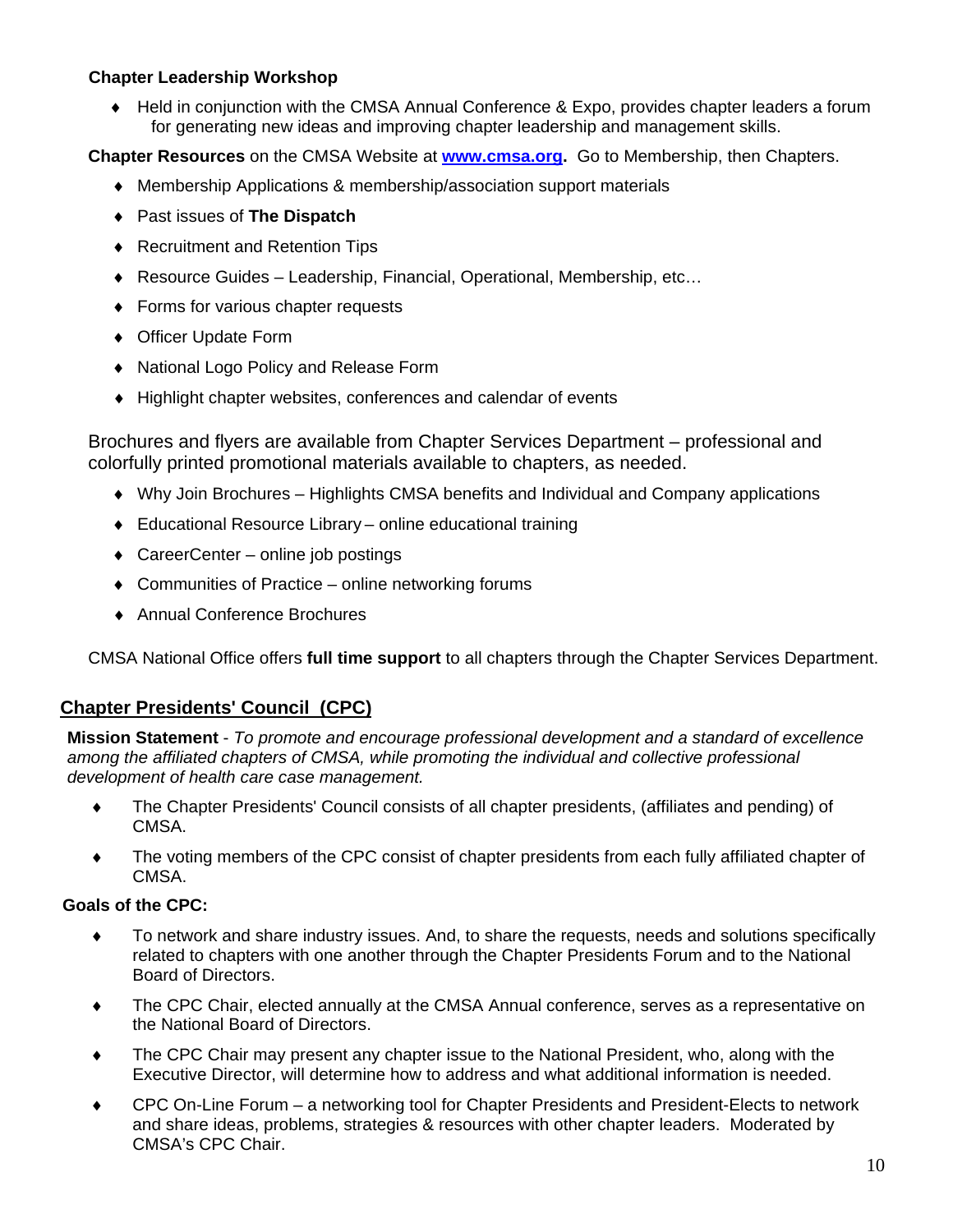**Chapter Leadership Workshop**

- Held in conjunction with the CMSA Annual Conference & Expo, provides chapter leaders a forum for generating new ideas and improving chapter leadership and management skills.

**Chapter Resources** on the CMSA Website at **[www.cmsa.org](http://www.cmsa.org).** Go to Membership, then Chapters.

- Membership Applications & membership/association support materials
- Past issues of **The Dispatch**
- Recruitment and Retention Tips
- Resource Guides – Leadership, Financial, Operational, Membership, etc…
- Forms for various chapter requests
- Officer Update Form
- National Logo Policy and Release Form
- Highlight chapter websites, conferences and calendar of events

Brochures and flyers are available from Chapter Services Department – professional and colorfully printed promotional materials available to chapters, as needed.

- Why Join Brochures – Highlights CMSA benefits and Individual and Company applications
- Educational Resource Library – online educational training
- CareerCenter – online job postings
- Communities of Practice – online networking forums
- Annual Conference Brochures

CMSA National Office offers **full time support** to all chapters through the Chapter Services Department.

## Chapter Presidents' Council (CPC)

**Mission Statement** - *To promote and encourage professional development and a standard of excellence among the affiliated chapters of CMSA, while promoting the individual and collective professional development of health care case management.*

- The Chapter Presidents' Council consists of all chapter presidents, (affiliates and pending) of CMSA.
- The voting members of the CPC consist of chapter presidents from each fully affiliated chapter of CMSA.

**Goals of the CPC:**

- To network and share industry issues. And, to share the requests, needs and solutions specifically related to chapters with one another through the Chapter Presidents Forum and to the National Board of Directors.
- The CPC Chair, elected annually at the CMSA Annual conference, serves as a representative on the National Board of Directors.
- The CPC Chair may present any chapter issue to the National President, who, along with the Executive Director, will determine how to address and what additional information is needed.
- CPC On-Line Forum – a networking tool for Chapter Presidents and President-Elects to network and share ideas, problems, strategies & resources with other chapter leaders. Moderated by CMSA's CPC Chair.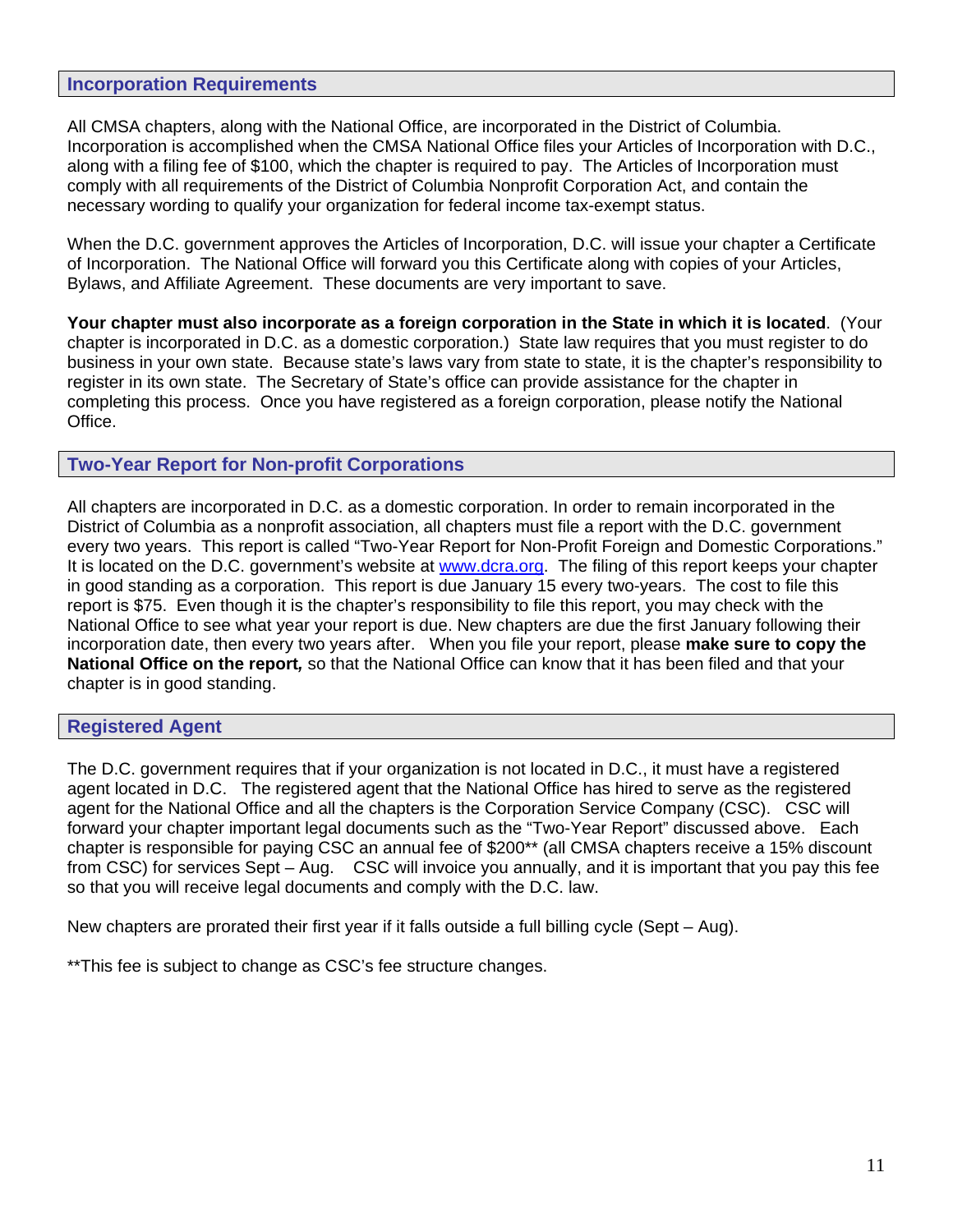## Incorporation Requirements

All CMSA chapters, along with the National Office, are incorporated in the District of Columbia. Incorporation is accomplished when the CMSA National Office files your Articles of Incorporation with D.C., along with a filing fee of $100, which the chapter is required to pay. The Articles of Incorporation must comply with all requirements of the District of Columbia Nonprofit Corporation Act, and contain the necessary wording to qualify your organization for federal income tax-exempt status.

When the D.C. government approves the Articles of Incorporation, D.C. will issue your chapter a Certificate of Incorporation. The National Office will forward you this Certificate along with copies of your Articles, Bylaws, and Affiliate Agreement. These documents are very important to save.

**Your chapter must also incorporate as a foreign corporation in the State in which it is located**. (Your chapter is incorporated in D.C. as a domestic corporation.) State law requires that you must register to do business in your own state. Because state's laws vary from state to state, it is the chapter's responsibility to register in its own state. The Secretary of State's office can provide assistance for the chapter in completing this process. Once you have registered as a foreign corporation, please notify the National Office.

## Two-Year Report for Non-profit Corporations

All chapters are incorporated in D.C. as a domestic corporation. In order to remain incorporated in the District of Columbia as a nonprofit association, all chapters must file a report with the D.C. government every two years. This report is called "Two-Year Report for Non-Profit Foreign and Domestic Corporations." It is located on the D.C. government's website at [www.dcra.org](http://www.dcra.org). The filing of this report keeps your chapter in good standing as a corporation. This report is due January 15 every two-years. The cost to file this report is $75. Even though it is the chapter's responsibility to file this report, you may check with the National Office to see what year your report is due. New chapters are due the first January following their incorporation date, then every two years after. When you file your report, please **make sure to copy the National Office on the report,** so that the National Office can know that it has been filed and that your chapter is in good standing.

## Registered Agent

The D.C. government requires that if your organization is not located in D.C., it must have a registered agent located in D.C. The registered agent that the National Office has hired to serve as the registered agent for the National Office and all the chapters is the Corporation Service Company (CSC). CSC will forward your chapter important legal documents such as the "Two-Year Report" discussed above. Each chapter is responsible for paying CSC an annual fee of $200** (all CMSA chapters receive a 15% discount from CSC) for services Sept – Aug. CSC will invoice you annually, and it is important that you pay this fee so that you will receive legal documents and comply with the D.C. law.

New chapters are prorated their first year if it falls outside a full billing cycle (Sept – Aug).

**This fee is subject to change as CSC's fee structure changes.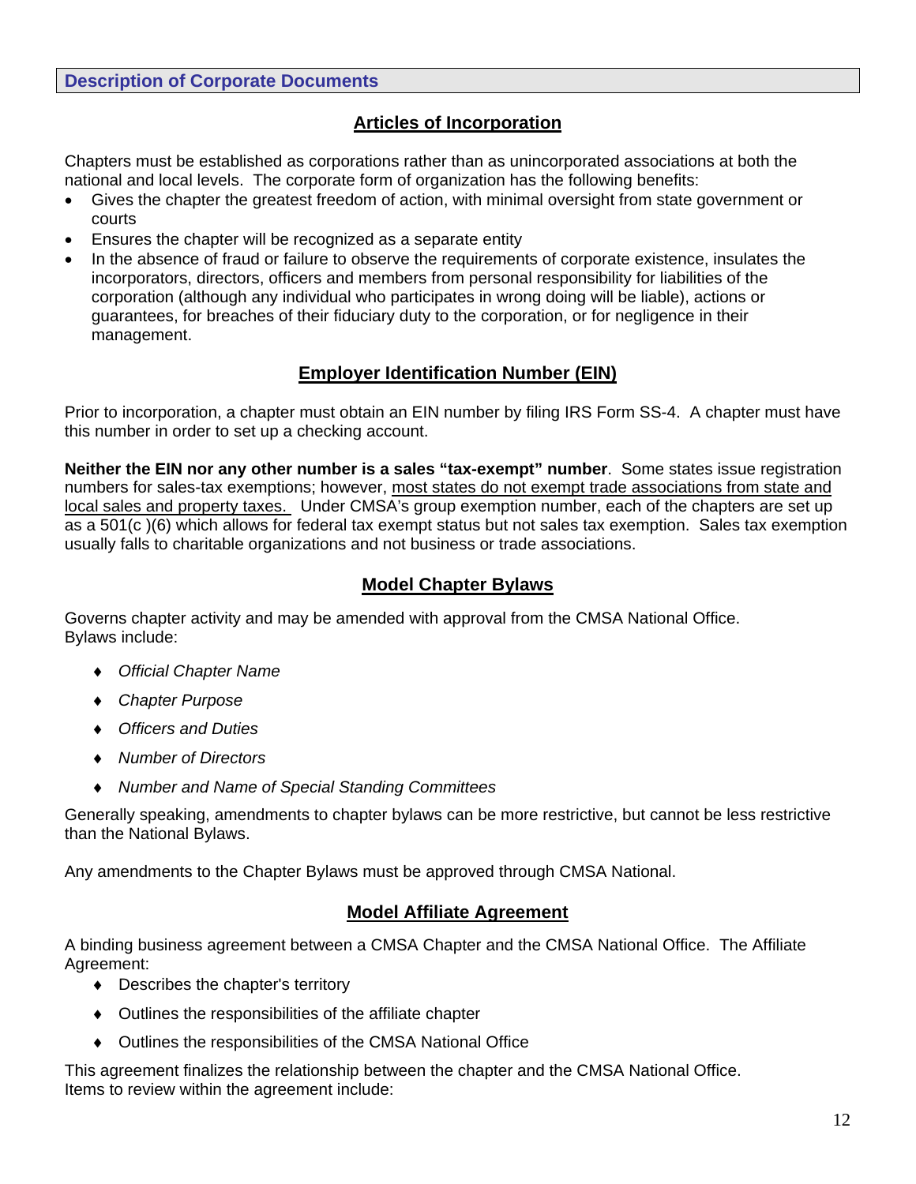## Description of Corporate Documents

### Articles of Incorporation

Chapters must be established as corporations rather than as unincorporated associations at both the national and local levels. The corporate form of organization has the following benefits:

- Gives the chapter the greatest freedom of action, with minimal oversight from state government or courts
- Ensures the chapter will be recognized as a separate entity
- In the absence of fraud or failure to observe the requirements of corporate existence, insulates the incorporators, directors, officers and members from personal responsibility for liabilities of the corporation (although any individual who participates in wrong doing will be liable), actions or guarantees, for breaches of their fiduciary duty to the corporation, or for negligence in their management.

### Employer Identification Number (EIN)

Prior to incorporation, a chapter must obtain an EIN number by filing IRS Form SS-4. A chapter must have this number in order to set up a checking account.

**Neither the EIN nor any other number is a sales "tax-exempt" number**. Some states issue registration numbers for sales-tax exemptions; however, most states do not exempt trade associations from state and local sales and property taxes. Under CMSA's group exemption number, each of the chapters are set up as a 501(c )(6) which allows for federal tax exempt status but not sales tax exemption. Sales tax exemption usually falls to charitable organizations and not business or trade associations.

### Model Chapter Bylaws

Governs chapter activity and may be amended with approval from the CMSA National Office.
Bylaws include:

- *Official Chapter Name*
- *Chapter Purpose*
- *Officers and Duties*
- *Number of Directors*
- *Number and Name of Special Standing Committees*

Generally speaking, amendments to chapter bylaws can be more restrictive, but cannot be less restrictive than the National Bylaws.

Any amendments to the Chapter Bylaws must be approved through CMSA National.

### Model Affiliate Agreement

A binding business agreement between a CMSA Chapter and the CMSA National Office. The Affiliate Agreement:

- Describes the chapter's territory
- Outlines the responsibilities of the affiliate chapter
- Outlines the responsibilities of the CMSA National Office

This agreement finalizes the relationship between the chapter and the CMSA National Office.
Items to review within the agreement include: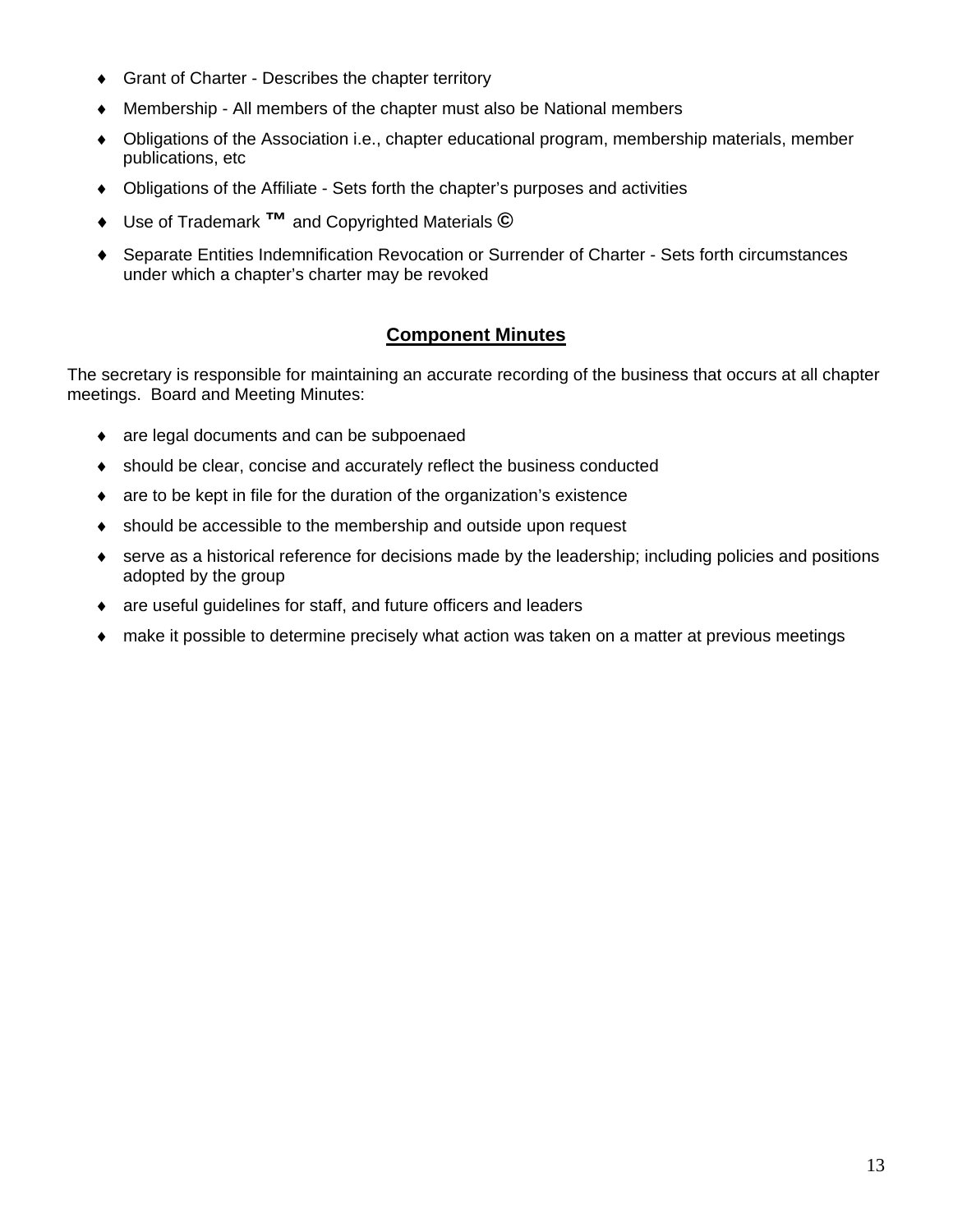- Grant of Charter - Describes the chapter territory
- Membership - All members of the chapter must also be National members
- Obligations of the Association i.e., chapter educational program, membership materials, member publications, etc
- Obligations of the Affiliate - Sets forth the chapter's purposes and activities
- Use of Trademark ™ and Copyrighted Materials ©
- Separate Entities Indemnification Revocation or Surrender of Charter - Sets forth circumstances under which a chapter's charter may be revoked

## **Component Minutes**

The secretary is responsible for maintaining an accurate recording of the business that occurs at all chapter meetings. Board and Meeting Minutes:

- are legal documents and can be subpoenaed
- should be clear, concise and accurately reflect the business conducted
- are to be kept in file for the duration of the organization's existence
- should be accessible to the membership and outside upon request
- serve as a historical reference for decisions made by the leadership; including policies and positions adopted by the group
- are useful guidelines for staff, and future officers and leaders
- make it possible to determine precisely what action was taken on a matter at previous meetings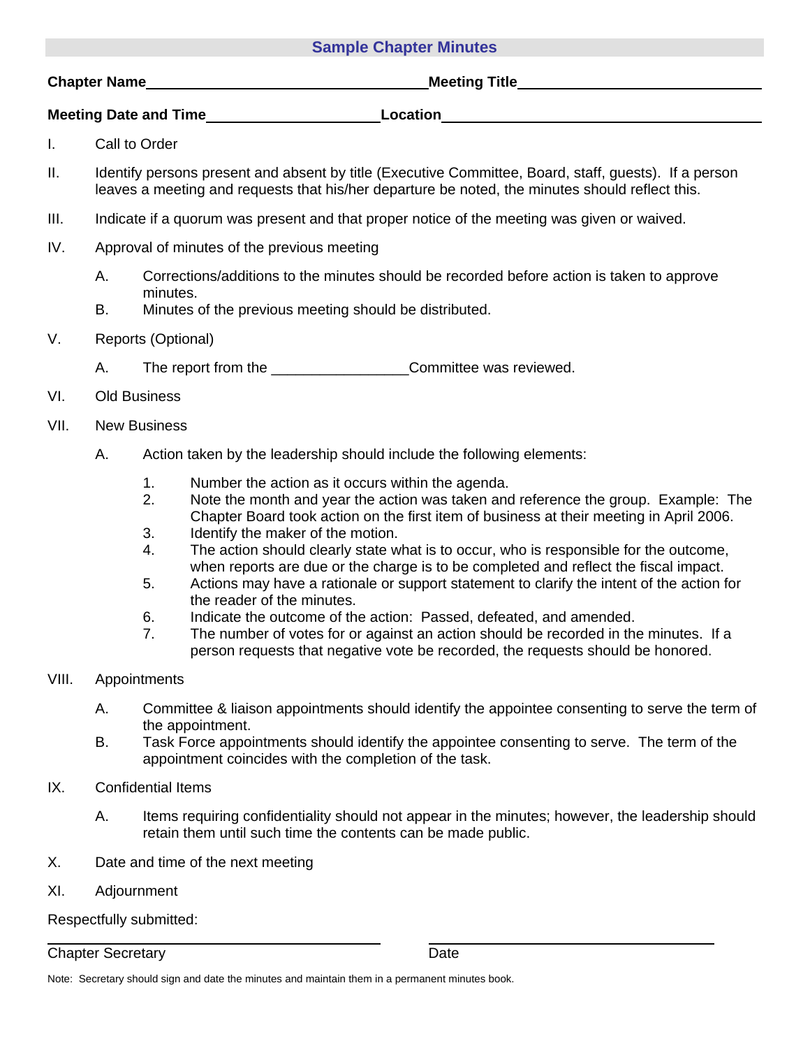## Sample Chapter Minutes

**Chapter Name**\_\_\_\_\_\_\_\_\_\_\_\_\_\_\_\_\_\_\_\_\_\_\_\_\_\_\_\_\_\_\_\_\_\_\_**Meeting Title**\_\_\_\_\_\_\_\_\_\_\_\_\_\_\_\_\_\_\_\_\_\_\_\_\_\_\_\_\_\_

**Meeting Date and Time**\_\_\_\_\_\_\_\_\_\_\_\_\_\_\_\_\_\_\_\_\_**Location**\_\_\_\_\_\_\_\_\_\_\_\_\_\_\_\_\_\_\_\_\_\_\_\_\_\_\_\_\_\_\_\_\_\_\_\_\_\_\_

I. Call to Order

II. Identify persons present and absent by title (Executive Committee, Board, staff, guests). If a person leaves a meeting and requests that his/her departure be noted, the minutes should reflect this.

III. Indicate if a quorum was present and that proper notice of the meeting was given or waived.

IV. Approval of minutes of the previous meeting

   A. Corrections/additions to the minutes should be recorded before action is taken to approve minutes.
   B. Minutes of the previous meeting should be distributed.

V. Reports (Optional)

   A. The report from the \_\_\_\_\_\_\_\_\_\_\_\_\_\_\_\_\_Committee was reviewed.

VI. Old Business

VII. New Business

   A. Action taken by the leadership should include the following elements:

      1. Number the action as it occurs within the agenda.
      2. Note the month and year the action was taken and reference the group. Example: The Chapter Board took action on the first item of business at their meeting in April 2006.
      3. Identify the maker of the motion.
      4. The action should clearly state what is to occur, who is responsible for the outcome, when reports are due or the charge is to be completed and reflect the fiscal impact.
      5. Actions may have a rationale or support statement to clarify the intent of the action for the reader of the minutes.
      6. Indicate the outcome of the action: Passed, defeated, and amended.
      7. The number of votes for or against an action should be recorded in the minutes. If a person requests that negative vote be recorded, the requests should be honored.

VIII. Appointments

   A. Committee & liaison appointments should identify the appointee consenting to serve the term of the appointment.
   B. Task Force appointments should identify the appointee consenting to serve. The term of the appointment coincides with the completion of the task.

IX. Confidential Items

   A. Items requiring confidentiality should not appear in the minutes; however, the leadership should retain them until such time the contents can be made public.

X. Date and time of the next meeting

XI. Adjournment

Respectfully submitted:

\_\_\_\_\_\_\_\_\_\_\_\_\_\_\_\_\_\_\_\_\_\_\_\_\_\_\_\_\_\_\_\_\_\_\_\_\_\_ \_\_\_\_\_\_\_\_\_\_\_\_\_\_\_\_\_\_\_\_\_\_\_\_\_\_\_\_\_\_\_\_\_\_

Chapter Secretary                                                   Date

Note: Secretary should sign and date the minutes and maintain them in a permanent minutes book.